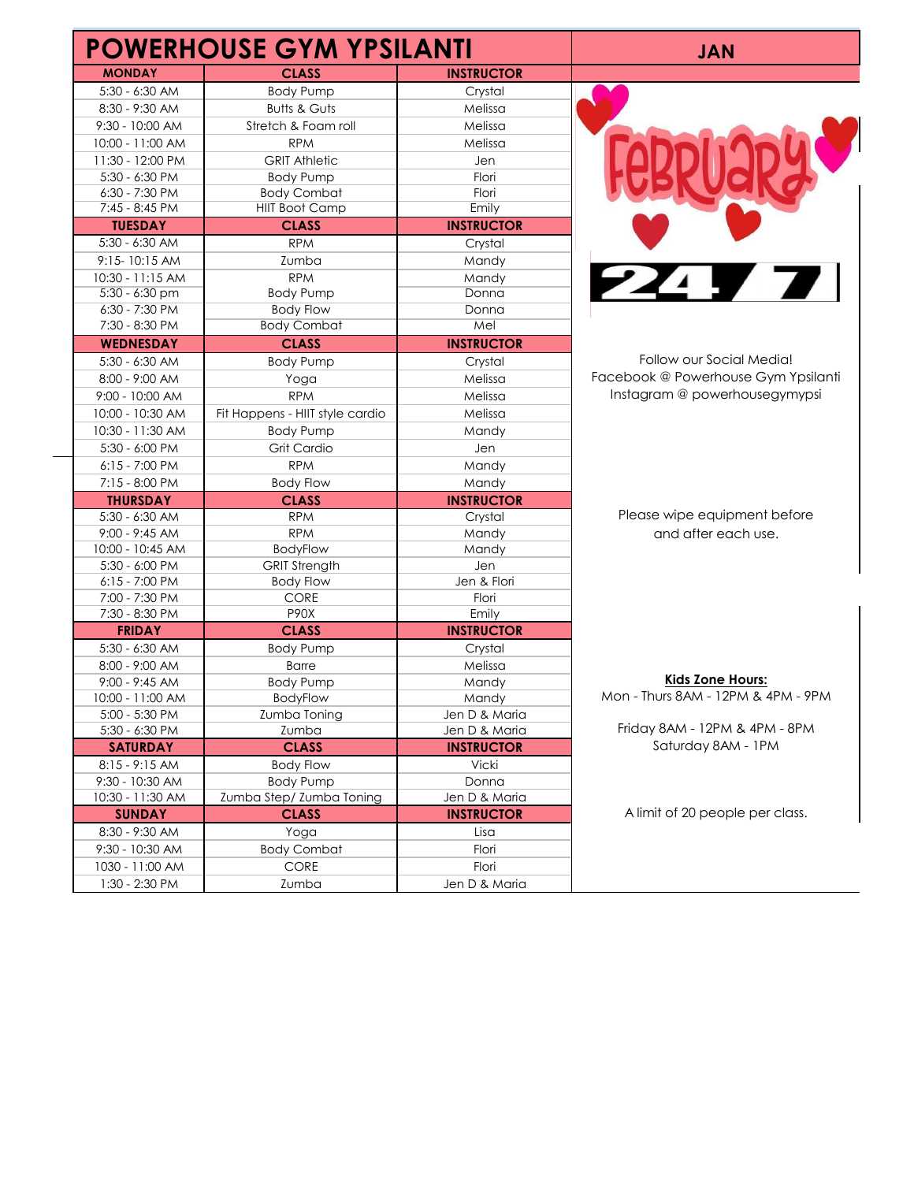# POWERHOUSE GYM YPSILANTI

**JAN**

| MONDAY | CLASS | INSTRUCTOR |
|---|---|---|
| 5:30 - 6:30 AM | Body Pump | Crystal |
| 8:30 - 9:30 AM | Butts & Guts | Melissa |
| 9:30 - 10:00 AM | Stretch & Foam roll | Melissa |
| 10:00 - 11:00 AM | RPM | Melissa |
| 11:30 - 12:00 PM | GRIT Athletic | Jen |
| 5:30 - 6:30 PM | Body Pump | Flori |
| 6:30 - 7:30 PM | Body Combat | Flori |
| 7:45 - 8:45 PM | HIIT Boot Camp | Emily |
| **TUESDAY** | **CLASS** | **INSTRUCTOR** |
| 5:30 - 6:30 AM | RPM | Crystal |
| 9:15- 10:15 AM | Zumba | Mandy |
| 10:30 - 11:15 AM | RPM | Mandy |
| 5:30 - 6:30 pm | Body Pump | Donna |
| 6:30 - 7:30 PM | Body Flow | Donna |
| 7:30 - 8:30 PM | Body Combat | Mel |
| **WEDNESDAY** | **CLASS** | **INSTRUCTOR** |
| 5:30 - 6:30 AM | Body Pump | Crystal |
| 8:00 - 9:00 AM | Yoga | Melissa |
| 9:00 - 10:00 AM | RPM | Melissa |
| 10:00 - 10:30 AM | Fit Happens - HIIT style cardio | Melissa |
| 10:30 - 11:30 AM | Body Pump | Mandy |
| 5:30 - 6:00 PM | Grit Cardio | Jen |
| 6:15 - 7:00 PM | RPM | Mandy |
| 7:15 - 8:00 PM | Body Flow | Mandy |
| **THURSDAY** | **CLASS** | **INSTRUCTOR** |
| 5:30 - 6:30 AM | RPM | Crystal |
| 9:00 - 9:45 AM | RPM | Mandy |
| 10:00 - 10:45 AM | BodyFlow | Mandy |
| 5:30 - 6:00 PM | GRIT Strength | Jen |
| 6:15 - 7:00 PM | Body Flow | Jen & Flori |
| 7:00 - 7:30 PM | CORE | Flori |
| 7:30 - 8:30 PM | P90X | Emily |
| **FRIDAY** | **CLASS** | **INSTRUCTOR** |
| 5:30 - 6:30 AM | Body Pump | Crystal |
| 8:00 - 9:00 AM | Barre | Melissa |
| 9:00 - 9:45 AM | Body Pump | Mandy |
| 10:00 - 11:00 AM | BodyFlow | Mandy |
| 5:00 - 5:30 PM | Zumba Toning | Jen D & Maria |
| 5:30 - 6:30 PM | Zumba | Jen D & Maria |
| **SATURDAY** | **CLASS** | **INSTRUCTOR** |
| 8:15 - 9:15 AM | Body Flow | Vicki |
| 9:30 - 10:30 AM | Body Pump | Donna |
| 10:30 - 11:30 AM | Zumba Step/ Zumba Toning | Jen D & Maria |
| **SUNDAY** | **CLASS** | **INSTRUCTOR** |
| 8:30 - 9:30 AM | Yoga | Lisa |
| 9:30 - 10:30 AM | Body Combat | Flori |
| 1030 - 11:00 AM | CORE | Flori |
| 1:30 - 2:30 PM | Zumba | Jen D & Maria |

February

24/7

Follow our Social Media!
Facebook @ Powerhouse Gym Ypsilanti
Instagram @ powerhousegymypsi

Please wipe equipment before and after each use.

**Kids Zone Hours:**
Mon - Thurs 8AM - 12PM & 4PM - 9PM

Friday 8AM - 12PM & 4PM - 8PM
Saturday 8AM - 1PM

A limit of 20 people per class.